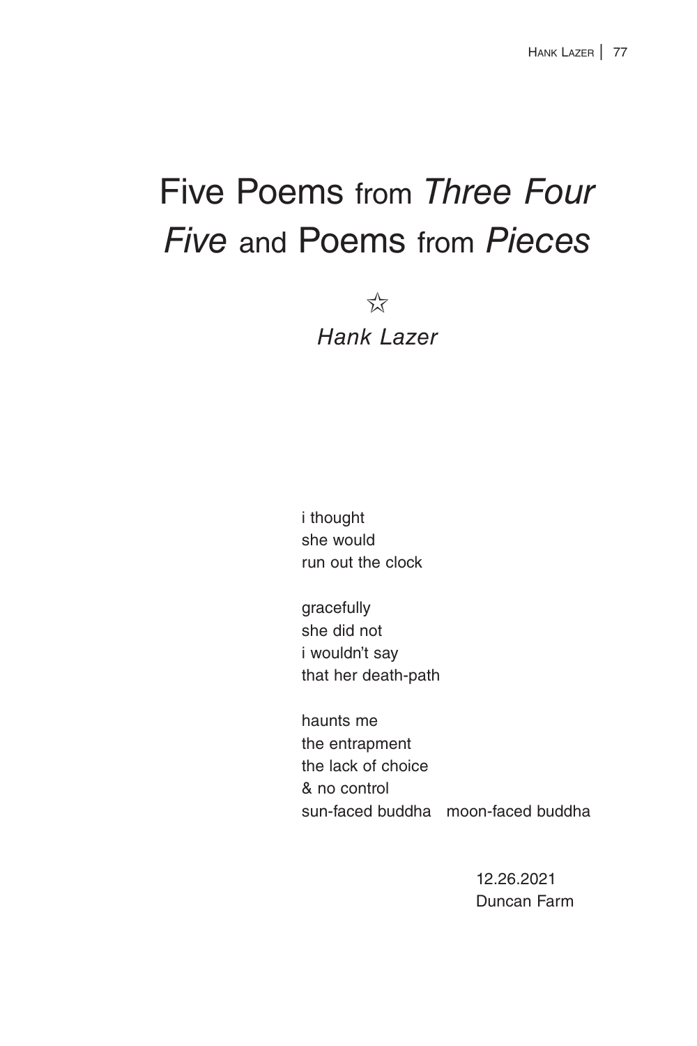# Five Poems from *Three Four Five* and Poems from *Pieces*

☆

*Hank Lazer*

i thought  
she would  
run out the clock

gracefully  
she did not  
i wouldn't say  
that her death-path

haunts me  
the entrapment  
the lack of choice  
& no control  
sun-faced buddha   moon-faced buddha

12.26.2021  
Duncan Farm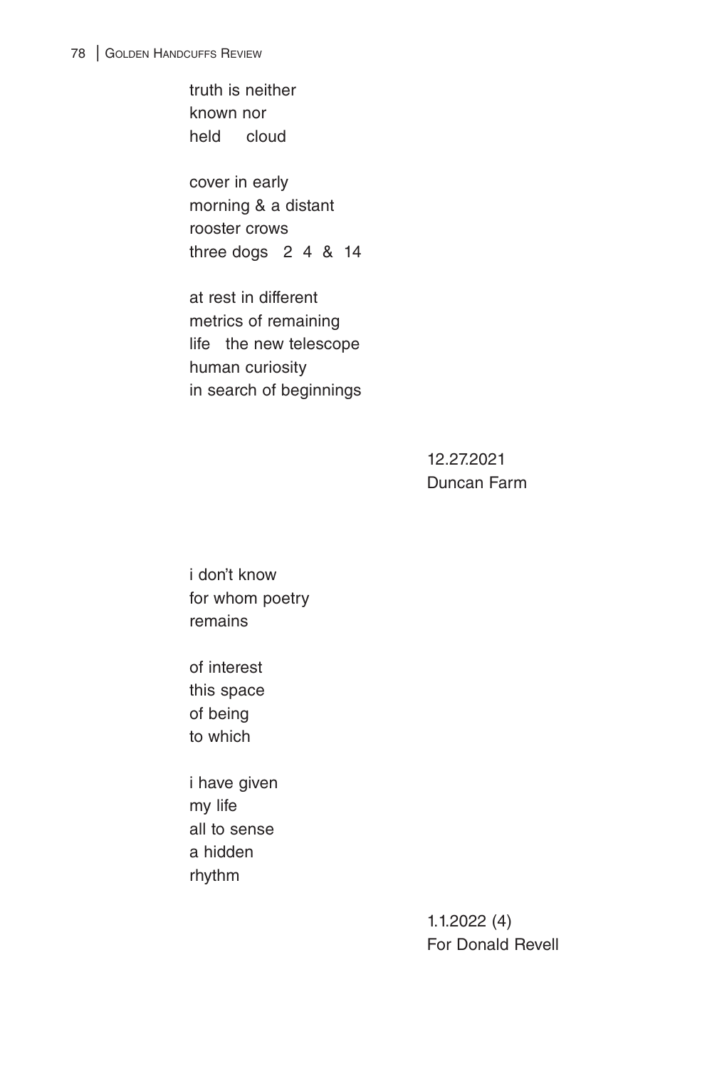truth is neither  
known nor  
held     cloud

cover in early  
morning & a distant  
rooster crows  
three dogs   2  4  &  14

at rest in different  
metrics of remaining  
life   the new telescope  
human curiosity  
in search of beginnings

12.27.2021  
Duncan Farm

i don't know  
for whom poetry  
remains

of interest  
this space  
of being  
to which

i have given  
my life  
all to sense  
a hidden  
rhythm

1.1.2022 (4)  
For Donald Revell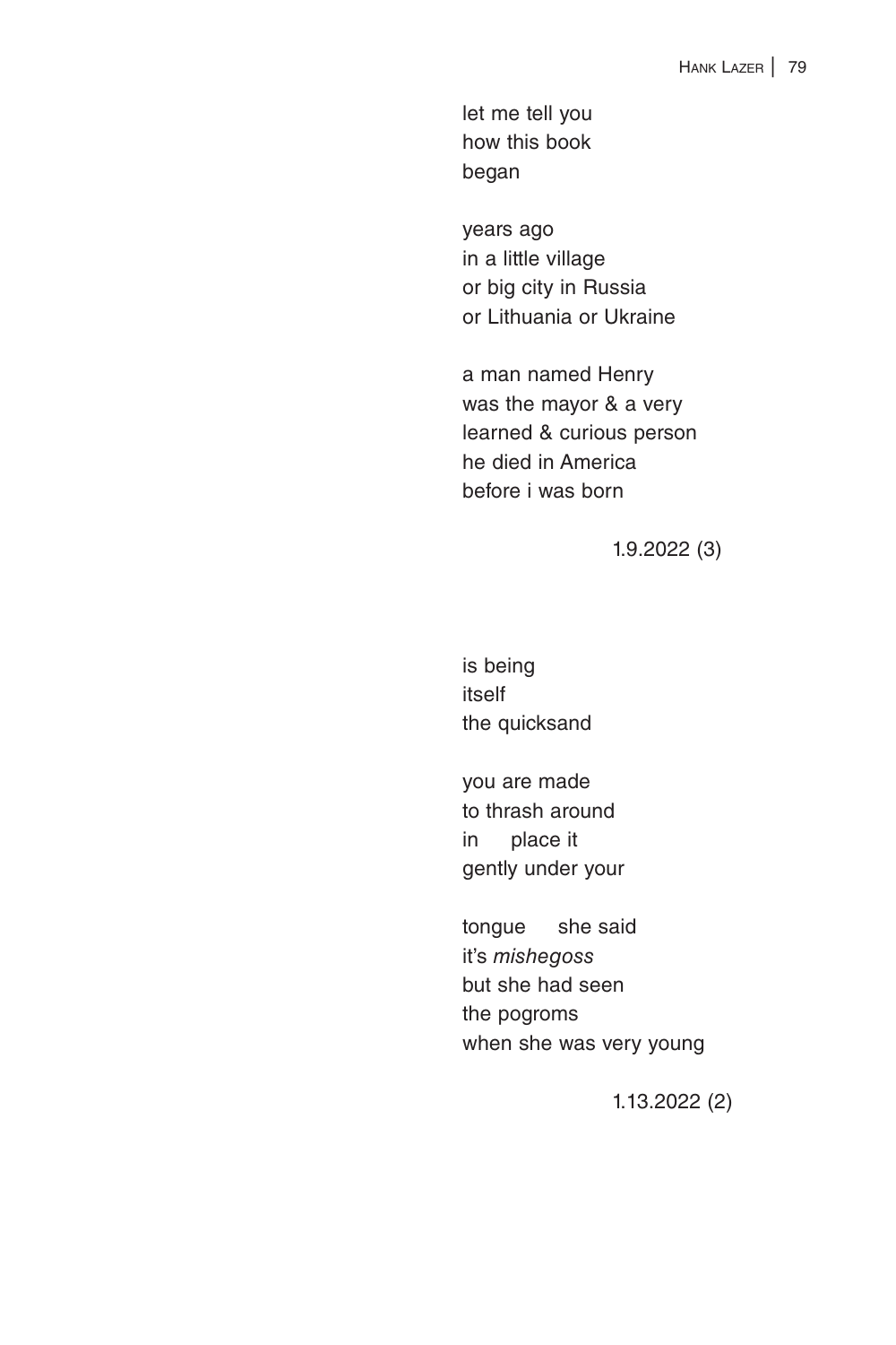let me tell you  
how this book  
began

years ago  
in a little village  
or big city in Russia  
or Lithuania or Ukraine

a man named Henry  
was the mayor & a very  
learned & curious person  
he died in America  
before i was born

1.9.2022 (3)

is being  
itself  
the quicksand

you are made  
to thrash around  
in     place it  
gently under your

tongue     she said  
it's *mishegoss*  
but she had seen  
the pogroms  
when she was very young

1.13.2022 (2)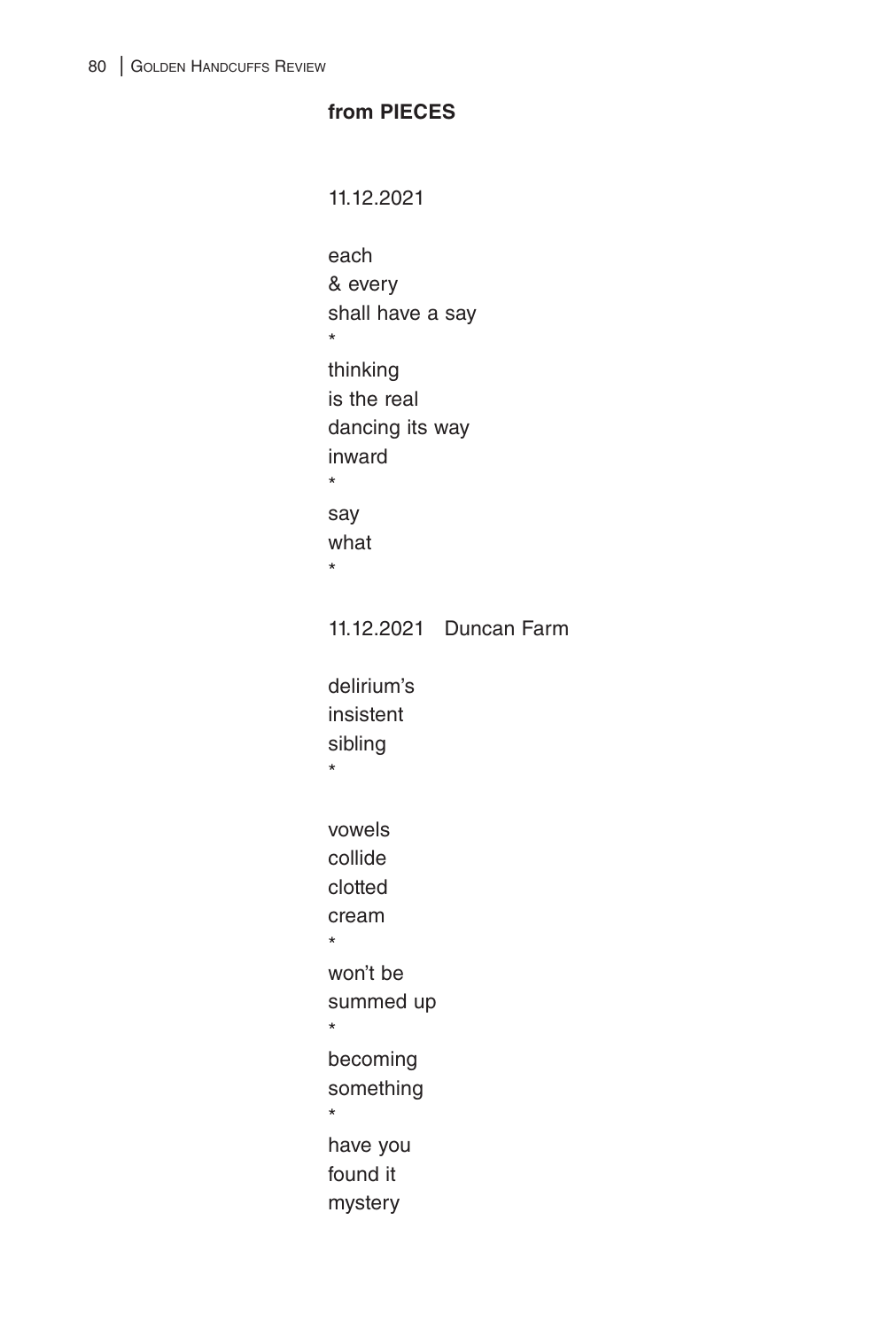**from PIECES**

11.12.2021

each  
& every  
shall have a say  
*  
thinking  
is the real  
dancing its way  
inward  
*  
say  
what  
*

11.12.2021   Duncan Farm

delirium's  
insistent  
sibling  
*

vowels  
collide  
clotted  
cream  
*  
won't be  
summed up  
*  
becoming  
something  
*  
have you  
found it  
mystery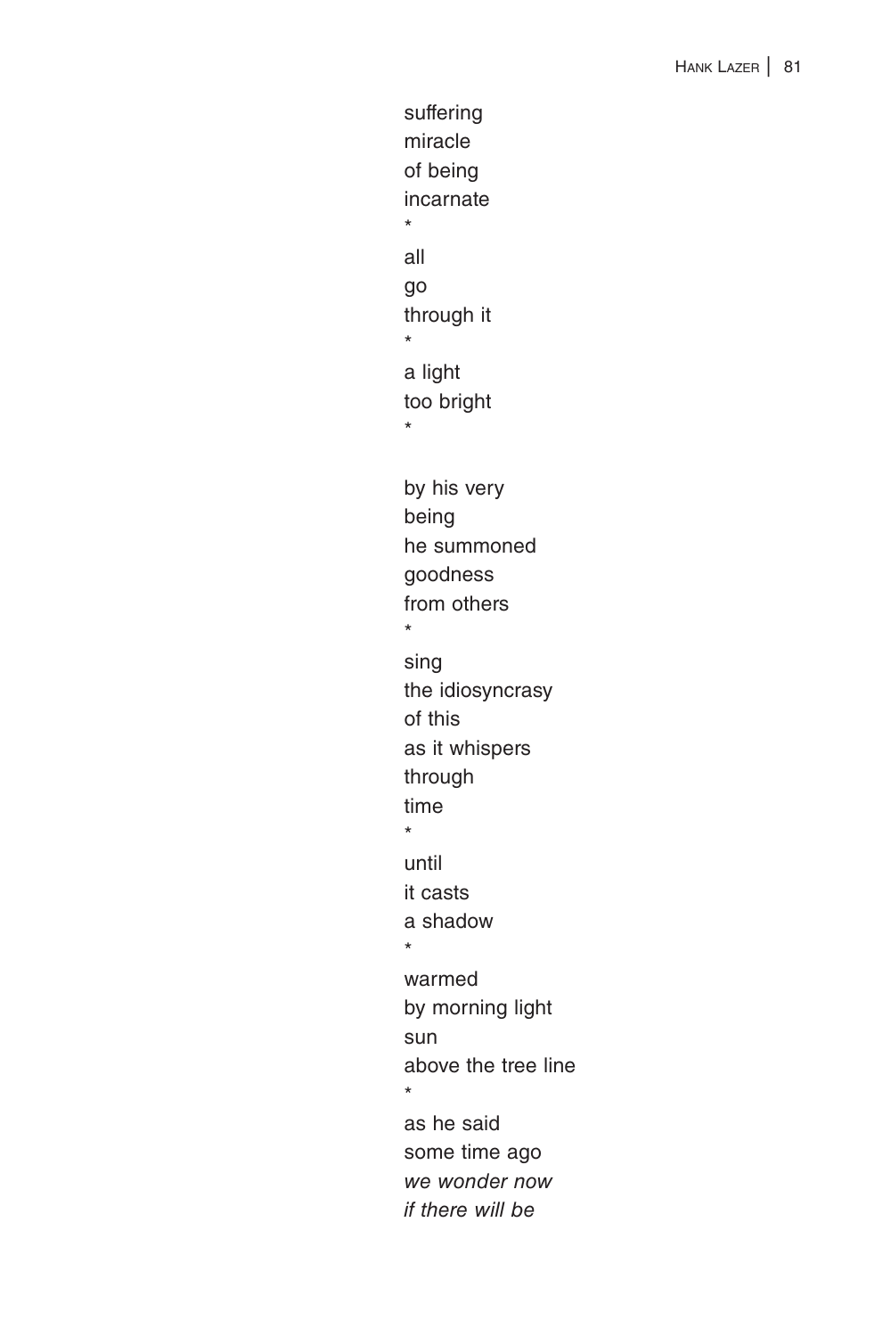suffering  
miracle  
of being  
incarnate  
*  
all  
go  
through it  
*  
a light  
too bright  
*

by his very  
being  
he summoned  
goodness  
from others  
*  
sing  
the idiosyncrasy  
of this  
as it whispers  
through  
time  
*  
until  
it casts  
a shadow  
*  
warmed  
by morning light  
sun  
above the tree line  
*  
as he said  
some time ago  
*we wonder now*  
*if there will be*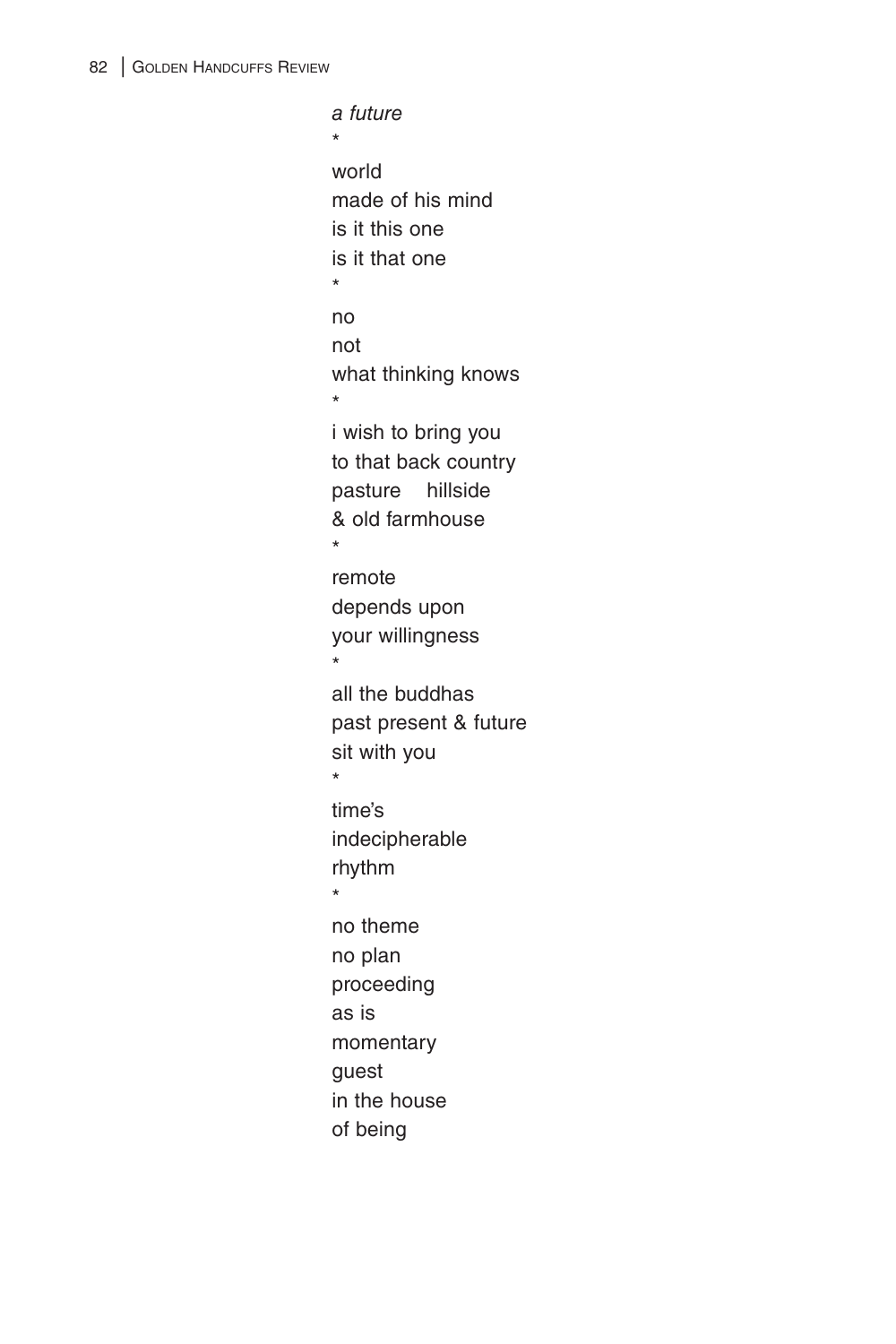*a future*

\*

world
made of his mind
is it this one
is it that one

\*

no
not
what thinking knows

\*

i wish to bring you
to that back country
pasture    hillside
& old farmhouse

\*

remote
depends upon
your willingness

\*

all the buddhas
past present & future
sit with you

\*

time's
indecipherable
rhythm

\*

no theme
no plan
proceeding
as is
momentary
guest
in the house
of being